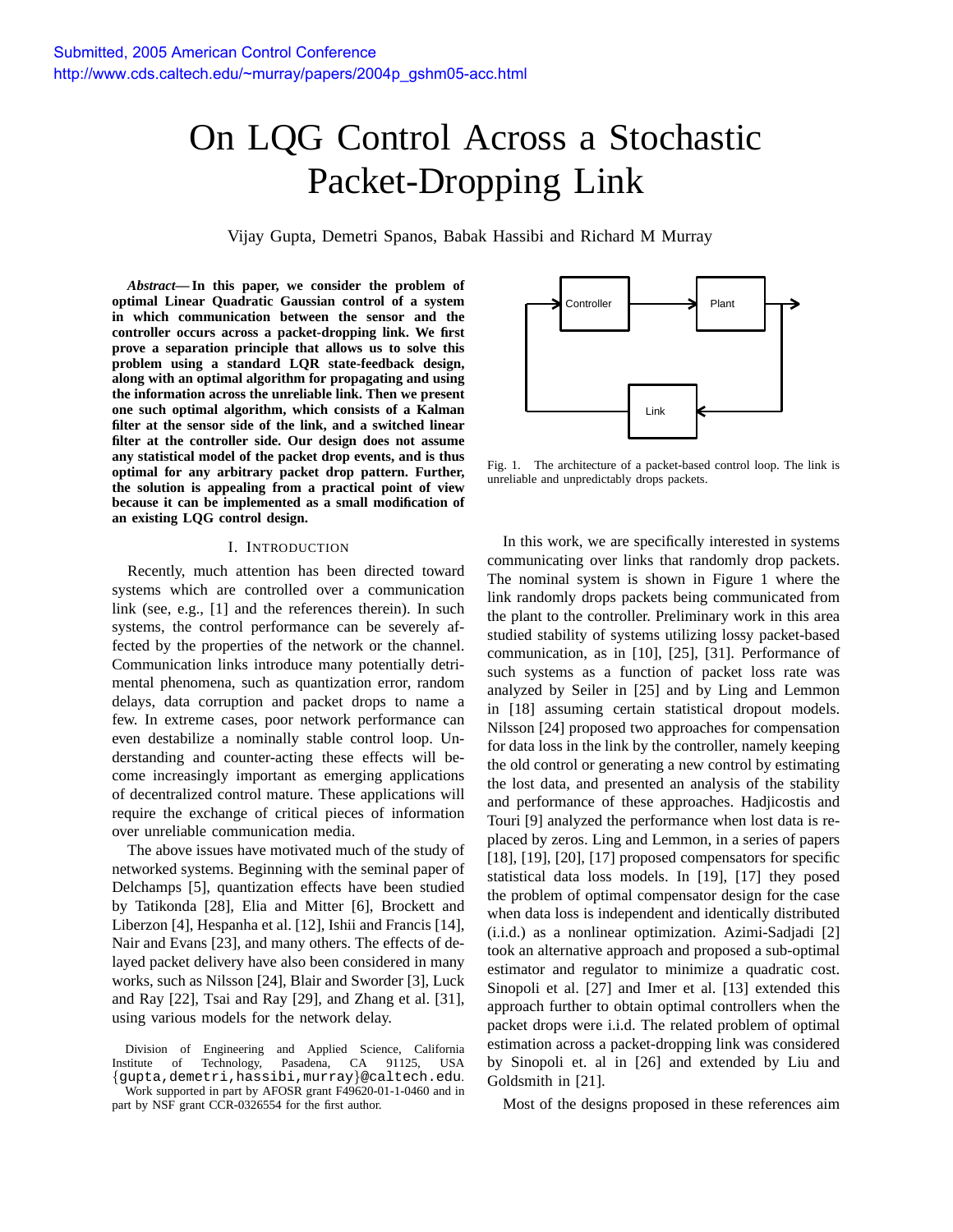Submitted, 2005 American Control Conference
http://www.cds.caltech.edu/~murray/papers/2004p_gshm05-acc.html

# On LQG Control Across a Stochastic Packet-Dropping Link

Vijay Gupta, Demetri Spanos, Babak Hassibi and Richard M Murray

***Abstract*— In this paper, we consider the problem of optimal Linear Quadratic Gaussian control of a system in which communication between the sensor and the controller occurs across a packet-dropping link. We first prove a separation principle that allows us to solve this problem using a standard LQR state-feedback design, along with an optimal algorithm for propagating and using the information across the unreliable link. Then we present one such optimal algorithm, which consists of a Kalman filter at the sensor side of the link, and a switched linear filter at the controller side. Our design does not assume any statistical model of the packet drop events, and is thus optimal for any arbitrary packet drop pattern. Further, the solution is appealing from a practical point of view because it can be implemented as a small modification of an existing LQG control design.**

## I. Introduction

Recently, much attention has been directed toward systems which are controlled over a communication link (see, e.g., [1] and the references therein). In such systems, the control performance can be severely affected by the properties of the network or the channel. Communication links introduce many potentially detrimental phenomena, such as quantization error, random delays, data corruption and packet drops to name a few. In extreme cases, poor network performance can even destabilize a nominally stable control loop. Understanding and counter-acting these effects will become increasingly important as emerging applications of decentralized control mature. These applications will require the exchange of critical pieces of information over unreliable communication media.

The above issues have motivated much of the study of networked systems. Beginning with the seminal paper of Delchamps [5], quantization effects have been studied by Tatikonda [28], Elia and Mitter [6], Brockett and Liberzon [4], Hespanha et al. [12], Ishii and Francis [14], Nair and Evans [23], and many others. The effects of delayed packet delivery have also been considered in many works, such as Nilsson [24], Blair and Sworder [3], Luck and Ray [22], Tsai and Ray [29], and Zhang et al. [31], using various models for the network delay.

Division of Engineering and Applied Science, California Institute of Technology, Pasadena, CA 91125, USA {gupta,demetri,hassibi,murray}@caltech.edu. Work supported in part by AFOSR grant F49620-01-1-0460 and in part by NSF grant CCR-0326554 for the first author.

Fig. 1. The architecture of a packet-based control loop. The link is unreliable and unpredictably drops packets.

In this work, we are specifically interested in systems communicating over links that randomly drop packets. The nominal system is shown in Figure 1 where the link randomly drops packets being communicated from the plant to the controller. Preliminary work in this area studied stability of systems utilizing lossy packet-based communication, as in [10], [25], [31]. Performance of such systems as a function of packet loss rate was analyzed by Seiler in [25] and by Ling and Lemmon in [18] assuming certain statistical dropout models. Nilsson [24] proposed two approaches for compensation for data loss in the link by the controller, namely keeping the old control or generating a new control by estimating the lost data, and presented an analysis of the stability and performance of these approaches. Hadjicostis and Touri [9] analyzed the performance when lost data is replaced by zeros. Ling and Lemmon, in a series of papers [18], [19], [20], [17] proposed compensators for specific statistical data loss models. In [19], [17] they posed the problem of optimal compensator design for the case when data loss is independent and identically distributed (i.i.d.) as a nonlinear optimization. Azimi-Sadjadi [2] took an alternative approach and proposed a sub-optimal estimator and regulator to minimize a quadratic cost. Sinopoli et al. [27] and Imer et al. [13] extended this approach further to obtain optimal controllers when the packet drops were i.i.d. The related problem of optimal estimation across a packet-dropping link was considered by Sinopoli et. al in [26] and extended by Liu and Goldsmith in [21].

Most of the designs proposed in these references aim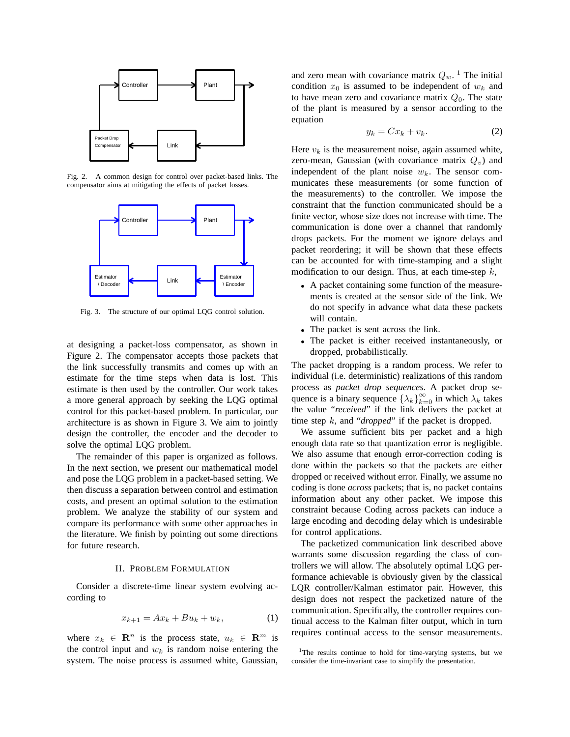Fig. 2. A common design for control over packet-based links. The compensator aims at mitigating the effects of packet losses.

Fig. 3. The structure of our optimal LQG control solution.

at designing a packet-loss compensator, as shown in Figure 2. The compensator accepts those packets that the link successfully transmits and comes up with an estimate for the time steps when data is lost. This estimate is then used by the controller. Our work takes a more general approach by seeking the LQG optimal control for this packet-based problem. In particular, our architecture is as shown in Figure 3. We aim to jointly design the controller, the encoder and the decoder to solve the optimal LQG problem.

The remainder of this paper is organized as follows. In the next section, we present our mathematical model and pose the LQG problem in a packet-based setting. We then discuss a separation between control and estimation costs, and present an optimal solution to the estimation problem. We analyze the stability of our system and compare its performance with some other approaches in the literature. We finish by pointing out some directions for future research.

## II. Problem Formulation

Consider a discrete-time linear system evolving according to

$$x_{k+1} = Ax_k + Bu_k + w_k, \tag{1}$$

where $x_k \in \mathbf{R}^n$ is the process state, $u_k \in \mathbf{R}^m$ is the control input and $w_k$ is random noise entering the system. The noise process is assumed white, Gaussian, and zero mean with covariance matrix $Q_w$. [1] The initial condition $x_0$ is assumed to be independent of $w_k$ and to have mean zero and covariance matrix $Q_0$. The state of the plant is measured by a sensor according to the equation

$$y_k = Cx_k + v_k. \tag{2}$$

Here $v_k$ is the measurement noise, again assumed white, zero-mean, Gaussian (with covariance matrix $Q_v$) and independent of the plant noise $w_k$. The sensor communicates these measurements (or some function of the measurements) to the controller. We impose the constraint that the function communicated should be a finite vector, whose size does not increase with time. The communication is done over a channel that randomly drops packets. For the moment we ignore delays and packet reordering; it will be shown that these effects can be accounted for with time-stamping and a slight modification to our design. Thus, at each time-step $k$,

- A packet containing some function of the measurements is created at the sensor side of the link. We do not specify in advance what data these packets will contain.
- The packet is sent across the link.
- The packet is either received instantaneously, or dropped, probabilistically.

The packet dropping is a random process. We refer to individual (i.e. deterministic) realizations of this random process as *packet drop sequences*. A packet drop sequence is a binary sequence $\{\lambda_k\}_{k=0}^{\infty}$ in which $\lambda_k$ takes the value "*received*" if the link delivers the packet at time step $k$, and "*dropped*" if the packet is dropped.

We assume sufficient bits per packet and a high enough data rate so that quantization error is negligible. We also assume that enough error-correction coding is done within the packets so that the packets are either dropped or received without error. Finally, we assume no coding is done *across* packets; that is, no packet contains information about any other packet. We impose this constraint because Coding across packets can induce a large encoding and decoding delay which is undesirable for control applications.

The packetized communication link described above warrants some discussion regarding the class of controllers we will allow. The absolutely optimal LQG performance achievable is obviously given by the classical LQR controller/Kalman estimator pair. However, this design does not respect the packetized nature of the communication. Specifically, the controller requires continual access to the Kalman filter output, which in turn requires continual access to the sensor measurements.

[1] The results continue to hold for time-varying systems, but we consider the time-invariant case to simplify the presentation.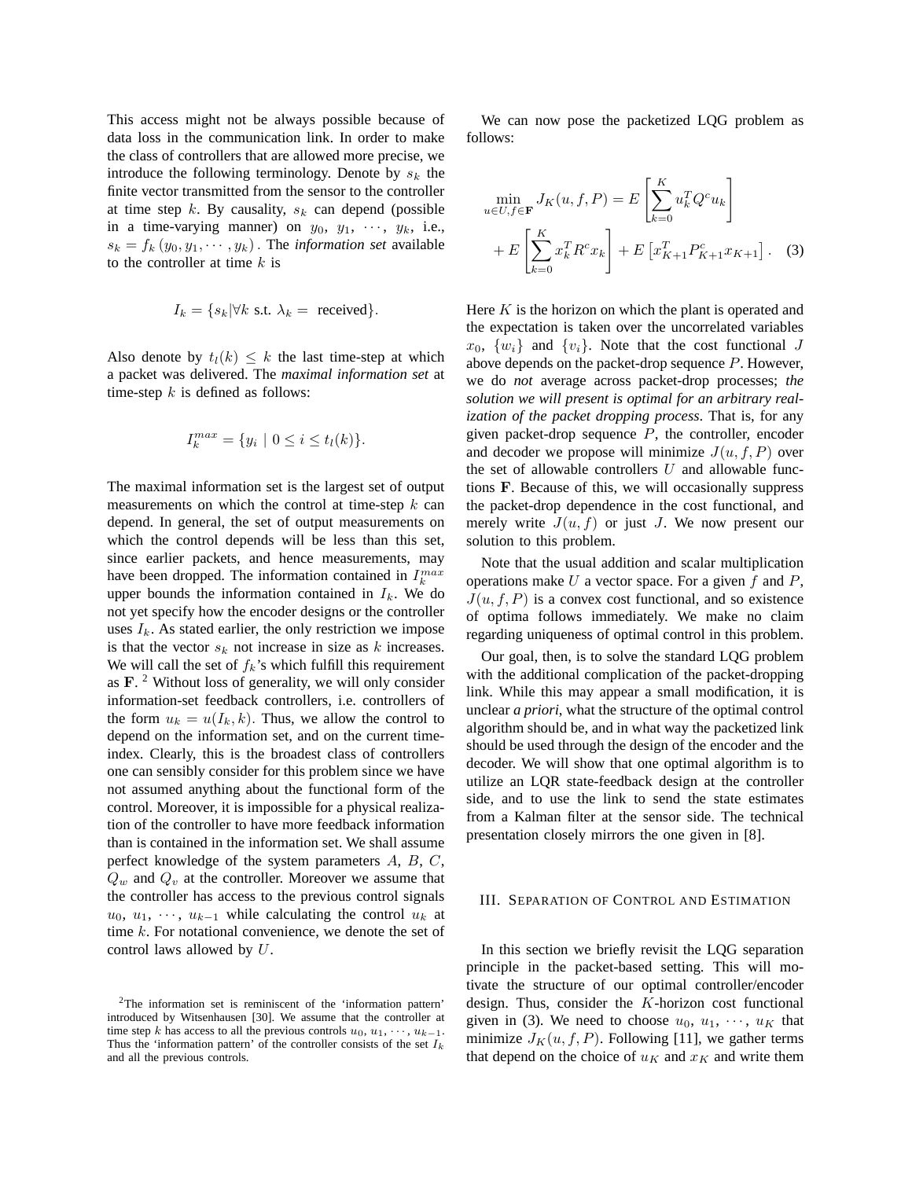This access might not be always possible because of data loss in the communication link. In order to make the class of controllers that are allowed more precise, we introduce the following terminology. Denote by $s_k$ the finite vector transmitted from the sensor to the controller at time step $k$. By causality, $s_k$ can depend (possible in a time-varying manner) on $y_0,\ y_1,\ \cdots,\ y_k$, i.e., $s_k = f_k\left(y_0, y_1, \cdots, y_k\right)$. The *information set* available to the controller at time $k$ is

$$I_k = \{s_k | \forall k \text{ s.t. } \lambda_k = \text{ received}\}.$$

Also denote by $t_l(k) \leq k$ the last time-step at which a packet was delivered. The *maximal information set* at time-step $k$ is defined as follows:

$$I_k^{max} = \{y_i \mid 0 \leq i \leq t_l(k)\}.$$

The maximal information set is the largest set of output measurements on which the control at time-step $k$ can depend. In general, the set of output measurements on which the control depends will be less than this set, since earlier packets, and hence measurements, may have been dropped. The information contained in $I_k^{max}$ upper bounds the information contained in $I_k$. We do not yet specify how the encoder designs or the controller uses $I_k$. As stated earlier, the only restriction we impose is that the vector $s_k$ not increase in size as $k$ increases. We will call the set of $f_k$'s which fulfill this requirement as $\mathbf{F}$. [2] Without loss of generality, we will only consider information-set feedback controllers, i.e. controllers of the form $u_k = u(I_k, k)$. Thus, we allow the control to depend on the information set, and on the current time-index. Clearly, this is the broadest class of controllers one can sensibly consider for this problem since we have not assumed anything about the functional form of the control. Moreover, it is impossible for a physical realization of the controller to have more feedback information than is contained in the information set. We shall assume perfect knowledge of the system parameters $A$, $B$, $C$, $Q_w$ and $Q_v$ at the controller. Moreover we assume that the controller has access to the previous control signals $u_0,\ u_1,\ \cdots,\ u_{k-1}$ while calculating the control $u_k$ at time $k$. For notational convenience, we denote the set of control laws allowed by $U$.

[2] The information set is reminiscent of the 'information pattern' introduced by Witsenhausen [30]. We assume that the controller at time step $k$ has access to all the previous controls $u_0, u_1, \cdots, u_{k-1}$. Thus the 'information pattern' of the controller consists of the set $I_k$ and all the previous controls.

We can now pose the packetized LQG problem as follows:

$$\min_{u \in U, f \in \mathbf{F}} J_K(u, f, P) = E\left[\sum_{k=0}^{K} u_k^T Q^c u_k\right] + E\left[\sum_{k=0}^{K} x_k^T R^c x_k\right] + E\left[x_{K+1}^T P_{K+1}^c x_{K+1}\right]. \quad (3)$$

Here $K$ is the horizon on which the plant is operated and the expectation is taken over the uncorrelated variables $x_0$, $\{w_i\}$ and $\{v_i\}$. Note that the cost functional $J$ above depends on the packet-drop sequence $P$. However, we do *not* average across packet-drop processes; *the solution we will present is optimal for an arbitrary realization of the packet dropping process*. That is, for any given packet-drop sequence $P$, the controller, encoder and decoder we propose will minimize $J(u, f, P)$ over the set of allowable controllers $U$ and allowable functions $\mathbf{F}$. Because of this, we will occasionally suppress the packet-drop dependence in the cost functional, and merely write $J(u, f)$ or just $J$. We now present our solution to this problem.

Note that the usual addition and scalar multiplication operations make $U$ a vector space. For a given $f$ and $P$, $J(u, f, P)$ is a convex cost functional, and so existence of optima follows immediately. We make no claim regarding uniqueness of optimal control in this problem.

Our goal, then, is to solve the standard LQG problem with the additional complication of the packet-dropping link. While this may appear a small modification, it is unclear *a priori*, what the structure of the optimal control algorithm should be, and in what way the packetized link should be used through the design of the encoder and the decoder. We will show that one optimal algorithm is to utilize an LQR state-feedback design at the controller side, and to use the link to send the state estimates from a Kalman filter at the sensor side. The technical presentation closely mirrors the one given in [8].

## III. Separation of Control and Estimation

In this section we briefly revisit the LQG separation principle in the packet-based setting. This will motivate the structure of our optimal controller/encoder design. Thus, consider the $K$-horizon cost functional given in (3). We need to choose $u_0,\ u_1,\ \cdots,\ u_K$ that minimize $J_K(u, f, P)$. Following [11], we gather terms that depend on the choice of $u_K$ and $x_K$ and write them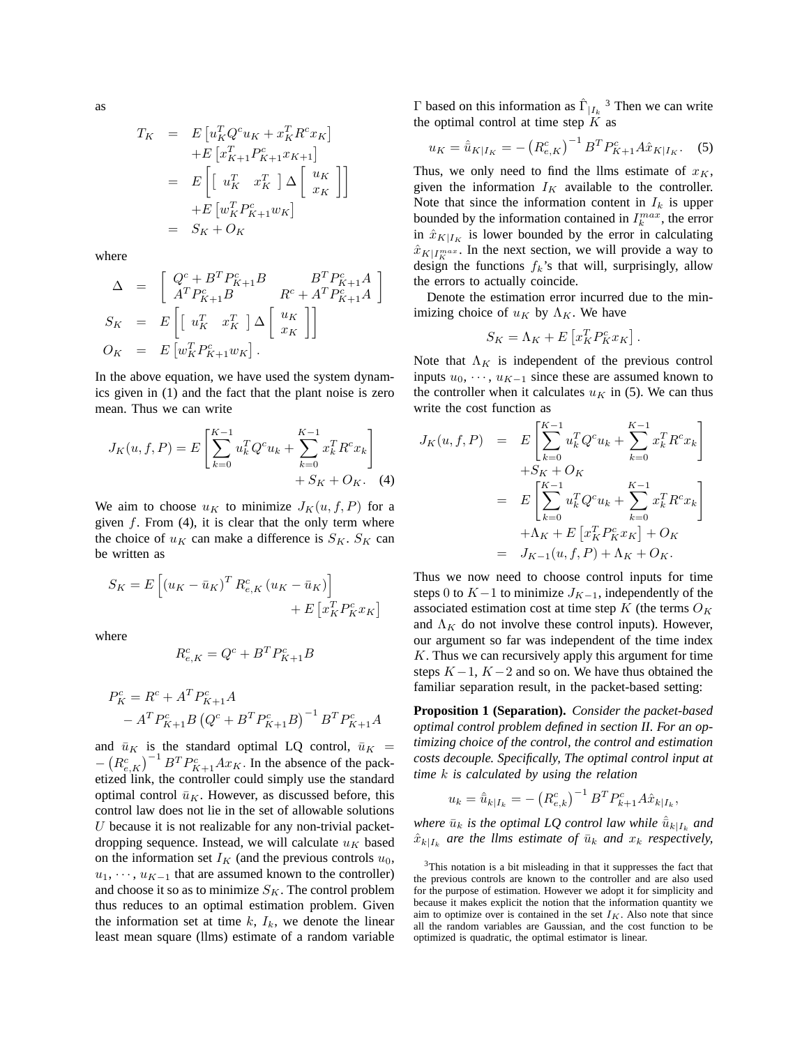as

$$
\begin{aligned}
T_K &= E\left[u_K^T Q^c u_K + x_K^T R^c x_K\right] \\
&\quad + E\left[x_{K+1}^T P_{K+1}^c x_{K+1}\right] \\
&= E\left[\left[\begin{array}{cc} u_K^T & x_K^T \end{array}\right] \Delta \left[\begin{array}{c} u_K \\ x_K \end{array}\right]\right] \\
&\quad + E\left[w_K^T P_{K+1}^c w_K\right] \\
&= S_K + O_K
\end{aligned}
$$

where

$$
\begin{aligned}
\Delta &= \left[\begin{array}{cc} Q^c + B^T P_{K+1}^c B & B^T P_{K+1}^c A \\ A^T P_{K+1}^c B & R^c + A^T P_{K+1}^c A \end{array}\right] \\
S_K &= E\left[\left[\begin{array}{cc} u_K^T & x_K^T \end{array}\right] \Delta \left[\begin{array}{c} u_K \\ x_K \end{array}\right]\right] \\
O_K &= E\left[w_K^T P_{K+1}^c w_K\right].
\end{aligned}
$$

In the above equation, we have used the system dynamics given in (1) and the fact that the plant noise is zero mean. Thus we can write

$$
J_K(u,f,P) = E\left[\sum_{k=0}^{K-1} u_k^T Q^c u_k + \sum_{k=0}^{K-1} x_k^T R^c x_k\right] + S_K + O_K. \quad (4)
$$

We aim to choose $u_K$ to minimize $J_K(u,f,P)$ for a given $f$. From (4), it is clear that the only term where the choice of $u_K$ can make a difference is $S_K$. $S_K$ can be written as

$$
S_K = E\left[\left(u_K - \bar{u}_K\right)^T R_{e,K}^c \left(u_K - \bar{u}_K\right)\right] + E\left[x_K^T P_K^c x_K\right]
$$

where

$$
R_{e,K}^c = Q^c + B^T P_{K+1}^c B
$$

$$
\begin{aligned}
P_K^c &= R^c + A^T P_{K+1}^c A \\
&\quad - A^T P_{K+1}^c B \left(Q^c + B^T P_{K+1}^c B\right)^{-1} B^T P_{K+1}^c A
\end{aligned}
$$

and $\bar{u}_K$ is the standard optimal LQ control, $\bar{u}_K = -\left(R_{e,K}^c\right)^{-1} B^T P_{K+1}^c A x_K$. In the absence of the packetized link, the controller could simply use the standard optimal control $\bar{u}_K$. However, as discussed before, this control law does not lie in the set of allowable solutions $U$ because it is not realizable for any non-trivial packet-dropping sequence. Instead, we will calculate $u_K$ based on the information set $I_K$ (and the previous controls $u_0$, $u_1, \cdots, u_{K-1}$ that are assumed known to the controller) and choose it so as to minimize $S_K$. The control problem thus reduces to an optimal estimation problem. Given the information set at time $k$, $I_k$, we denote the linear least mean square (llms) estimate of a random variable $\Gamma$ based on this information as $\hat{\Gamma}_{|I_k}$ [3] Then we can write the optimal control at time step $K$ as

$$
u_K = \hat{\bar{u}}_{K|I_K} = -\left(R_{e,K}^c\right)^{-1} B^T P_{K+1}^c A \hat{x}_{K|I_K}. \quad (5)
$$

Thus, we only need to find the llms estimate of $x_K$, given the information $I_K$ available to the controller. Note that since the information content in $I_k$ is upper bounded by the information contained in $I_k^{max}$, the error in $\hat{x}_{K|I_K}$ is lower bounded by the error in calculating $\hat{x}_{K|I_K^{max}}$. In the next section, we will provide a way to design the functions $f_k$'s that will, surprisingly, allow the errors to actually coincide.

Denote the estimation error incurred due to the minimizing choice of $u_K$ by $\Lambda_K$. We have

$$
S_K = \Lambda_K + E\left[x_K^T P_K^c x_K\right].
$$

Note that $\Lambda_K$ is independent of the previous control inputs $u_0, \cdots, u_{K-1}$ since these are assumed known to the controller when it calculates $u_K$ in (5). We can thus write the cost function as

$$
\begin{aligned}
J_K(u,f,P) &= E\left[\sum_{k=0}^{K-1} u_k^T Q^c u_k + \sum_{k=0}^{K-1} x_k^T R^c x_k\right] \\
&\quad + S_K + O_K \\
&= E\left[\sum_{k=0}^{K-1} u_k^T Q^c u_k + \sum_{k=0}^{K-1} x_k^T R^c x_k\right] \\
&\quad + \Lambda_K + E\left[x_K^T P_K^c x_K\right] + O_K \\
&= J_{K-1}(u,f,P) + \Lambda_K + O_K.
\end{aligned}
$$

Thus we now need to choose control inputs for time steps 0 to $K-1$ to minimize $J_{K-1}$, independently of the associated estimation cost at time step $K$ (the terms $O_K$ and $\Lambda_K$ do not involve these control inputs). However, our argument so far was independent of the time index $K$. Thus we can recursively apply this argument for time steps $K-1$, $K-2$ and so on. We have thus obtained the familiar separation result, in the packet-based setting:

**Proposition 1 (Separation).** *Consider the packet-based optimal control problem defined in section II. For an optimizing choice of the control, the control and estimation costs decouple. Specifically, The optimal control input at time $k$ is calculated by using the relation*

$$
u_k = \hat{\bar{u}}_{k|I_k} = -\left(R_{e,k}^c\right)^{-1} B^T P_{k+1}^c A \hat{x}_{k|I_k},
$$

*where $\bar{u}_k$ is the optimal LQ control law while $\hat{\bar{u}}_{k|I_k}$ and $\hat{x}_{k|I_k}$ are the llms estimate of $\bar{u}_k$ and $x_k$ respectively,*

[3] This notation is a bit misleading in that it suppresses the fact that the previous controls are known to the controller and are also used for the purpose of estimation. However we adopt it for simplicity and because it makes explicit the notion that the information quantity we aim to optimize over is contained in the set $I_K$. Also note that since all the random variables are Gaussian, and the cost function to be optimized is quadratic, the optimal estimator is linear.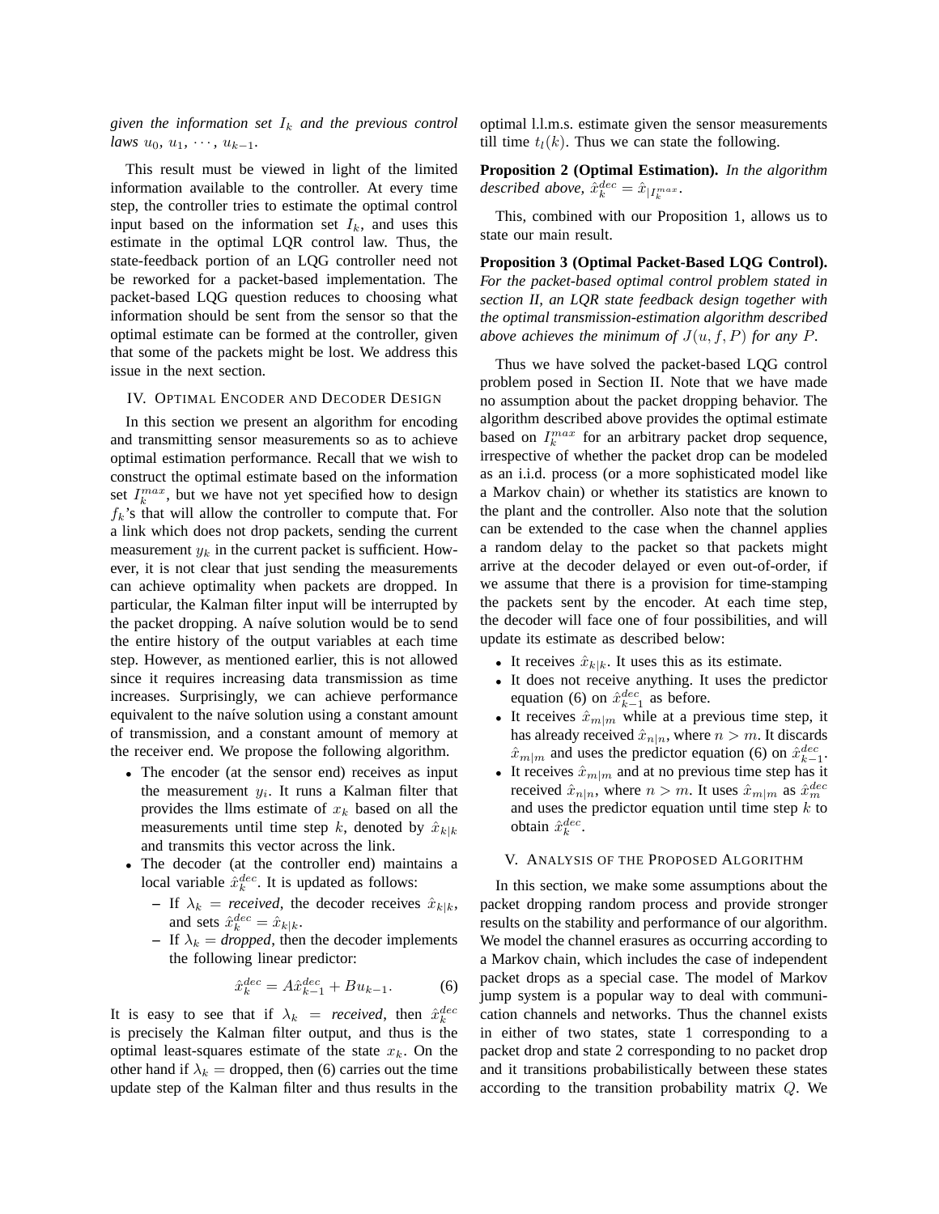*given the information set $I_k$ and the previous control laws $u_0$, $u_1$, $\cdots$, $u_{k-1}$.*

This result must be viewed in light of the limited information available to the controller. At every time step, the controller tries to estimate the optimal control input based on the information set $I_k$, and uses this estimate in the optimal LQR control law. Thus, the state-feedback portion of an LQG controller need not be reworked for a packet-based implementation. The packet-based LQG question reduces to choosing what information should be sent from the sensor so that the optimal estimate can be formed at the controller, given that some of the packets might be lost. We address this issue in the next section.

## IV. Optimal Encoder and Decoder Design

In this section we present an algorithm for encoding and transmitting sensor measurements so as to achieve optimal estimation performance. Recall that we wish to construct the optimal estimate based on the information set $I_k^{max}$, but we have not yet specified how to design $f_k$'s that will allow the controller to compute that. For a link which does not drop packets, sending the current measurement $y_k$ in the current packet is sufficient. However, it is not clear that just sending the measurements can achieve optimality when packets are dropped. In particular, the Kalman filter input will be interrupted by the packet dropping. A naíve solution would be to send the entire history of the output variables at each time step. However, as mentioned earlier, this is not allowed since it requires increasing data transmission as time increases. Surprisingly, we can achieve performance equivalent to the naíve solution using a constant amount of transmission, and a constant amount of memory at the receiver end. We propose the following algorithm.

- The encoder (at the sensor end) receives as input the measurement $y_i$. It runs a Kalman filter that provides the llms estimate of $x_k$ based on all the measurements until time step $k$, denoted by $\hat{x}_{k|k}$ and transmits this vector across the link.
- The decoder (at the controller end) maintains a local variable $\hat{x}_k^{dec}$. It is updated as follows:
  - If $\lambda_k =$ *received*, the decoder receives $\hat{x}_{k|k}$, and sets $\hat{x}_k^{dec} = \hat{x}_{k|k}$.
  - If $\lambda_k =$ *dropped*, then the decoder implements the following linear predictor:

$$\hat{x}_k^{dec} = A\hat{x}_{k-1}^{dec} + Bu_{k-1}. \tag{6}$$

It is easy to see that if $\lambda_k =$ *received*, then $\hat{x}_k^{dec}$ is precisely the Kalman filter output, and thus is the optimal least-squares estimate of the state $x_k$. On the other hand if $\lambda_k =$ dropped, then (6) carries out the time update step of the Kalman filter and thus results in the optimal l.l.m.s. estimate given the sensor measurements till time $t_l(k)$. Thus we can state the following.

**Proposition 2 (Optimal Estimation).** *In the algorithm described above, $\hat{x}_k^{dec} = \hat{x}_{|I_k^{max}}$.*

This, combined with our Proposition 1, allows us to state our main result.

**Proposition 3 (Optimal Packet-Based LQG Control).** *For the packet-based optimal control problem stated in section II, an LQR state feedback design together with the optimal transmission-estimation algorithm described above achieves the minimum of $J(u, f, P)$ for any $P$.*

Thus we have solved the packet-based LQG control problem posed in Section II. Note that we have made no assumption about the packet dropping behavior. The algorithm described above provides the optimal estimate based on $I_k^{max}$ for an arbitrary packet drop sequence, irrespective of whether the packet drop can be modeled as an i.i.d. process (or a more sophisticated model like a Markov chain) or whether its statistics are known to the plant and the controller. Also note that the solution can be extended to the case when the channel applies a random delay to the packet so that packets might arrive at the decoder delayed or even out-of-order, if we assume that there is a provision for time-stamping the packets sent by the encoder. At each time step, the decoder will face one of four possibilities, and will update its estimate as described below:

- It receives $\hat{x}_{k|k}$. It uses this as its estimate.
- It does not receive anything. It uses the predictor equation (6) on $\hat{x}_{k-1}^{dec}$ as before.
- It receives $\hat{x}_{m|m}$ while at a previous time step, it has already received $\hat{x}_{n|n}$, where $n > m$. It discards $\hat{x}_{m|m}$ and uses the predictor equation (6) on $\hat{x}_{k-1}^{dec}$.
- It receives $\hat{x}_{m|m}$ and at no previous time step has it received $\hat{x}_{n|n}$, where $n > m$. It uses $\hat{x}_{m|m}$ as $\hat{x}_m^{dec}$ and uses the predictor equation until time step $k$ to obtain $\hat{x}_k^{dec}$.

## V. Analysis of the Proposed Algorithm

In this section, we make some assumptions about the packet dropping random process and provide stronger results on the stability and performance of our algorithm. We model the channel erasures as occurring according to a Markov chain, which includes the case of independent packet drops as a special case. The model of Markov jump system is a popular way to deal with communication channels and networks. Thus the channel exists in either of two states, state 1 corresponding to a packet drop and state 2 corresponding to no packet drop and it transitions probabilistically between these states according to the transition probability matrix $Q$. We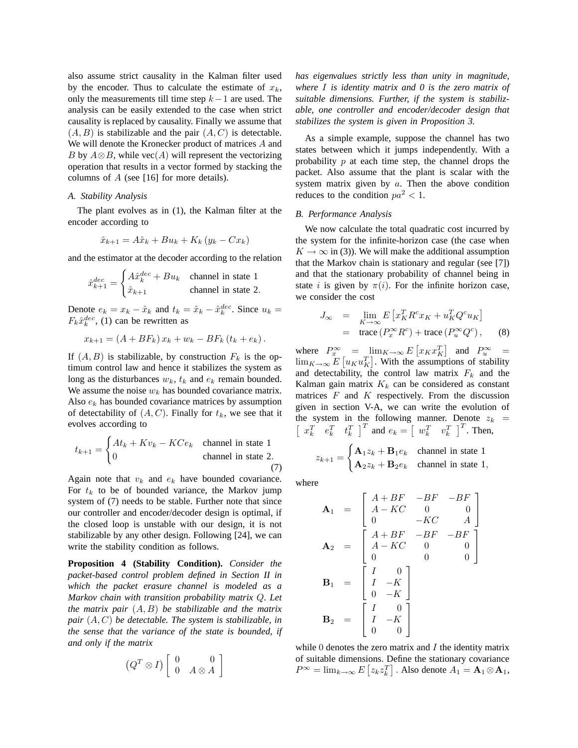also assume strict causality in the Kalman filter used by the encoder. Thus to calculate the estimate of $x_k$, only the measurements till time step $k-1$ are used. The analysis can be easily extended to the case when strict causality is replaced by causality. Finally we assume that $(A, B)$ is stabilizable and the pair $(A, C)$ is detectable. We will denote the Kronecker product of matrices $A$ and $B$ by $A \otimes B$, while $\text{vec}(A)$ will represent the vectorizing operation that results in a vector formed by stacking the columns of $A$ (see [16] for more details).

### *A. Stability Analysis*

The plant evolves as in (1), the Kalman filter at the encoder according to

$$\hat{x}_{k+1} = A\hat{x}_k + Bu_k + K_k (y_k - Cx_k)$$

and the estimator at the decoder according to the relation

$$\hat{x}_{k+1}^{dec} = \begin{cases} A\hat{x}_k^{dec} + Bu_k & \text{channel in state 1} \\ \hat{x}_{k+1} & \text{channel in state 2.} \end{cases}$$

Denote $e_k = x_k - \hat{x}_k$ and $t_k = \hat{x}_k - \hat{x}_k^{dec}$. Since $u_k = F_k \hat{x}_k^{dec}$, (1) can be rewritten as

$$x_{k+1} = (A + BF_k)\, x_k + w_k - BF_k (t_k + e_k)\,.$$

If $(A, B)$ is stabilizable, by construction $F_k$ is the optimum control law and hence it stabilizes the system as long as the disturbances $w_k$, $t_k$ and $e_k$ remain bounded. We assume the noise $w_k$ has bounded covariance matrix. Also $e_k$ has bounded covariance matrices by assumption of detectability of $(A, C)$. Finally for $t_k$, we see that it evolves according to

$$t_{k+1} = \begin{cases} At_k + Kv_k - KCe_k & \text{channel in state 1} \\ 0 & \text{channel in state 2.} \end{cases} \tag{7}$$

Again note that $v_k$ and $e_k$ have bounded covariance. For $t_k$ to be of bounded variance, the Markov jump system of (7) needs to be stable. Further note that since our controller and encoder/decoder design is optimal, if the closed loop is unstable with our design, it is not stabilizable by any other design. Following [24], we can write the stability condition as follows.

**Proposition 4 (Stability Condition).** *Consider the packet-based control problem defined in Section II in which the packet erasure channel is modeled as a Markov chain with transition probability matrix $Q$. Let the matrix pair $(A, B)$ be stabilizable and the matrix pair $(A, C)$ be detectable. The system is stabilizable, in the sense that the variance of the state is bounded, if and only if the matrix*

$$\left(Q^T \otimes I\right) \begin{bmatrix} 0 & 0 \\ 0 & A \otimes A \end{bmatrix}$$

*has eigenvalues strictly less than unity in magnitude, where $I$ is identity matrix and 0 is the zero matrix of suitable dimensions. Further, if the system is stabilizable, one controller and encoder/decoder design that stabilizes the system is given in Proposition 3.*

As a simple example, suppose the channel has two states between which it jumps independently. With a probability $p$ at each time step, the channel drops the packet. Also assume that the plant is scalar with the system matrix given by $a$. Then the above condition reduces to the condition $pa^2 < 1$.

### *B. Performance Analysis*

We now calculate the total quadratic cost incurred by the system for the infinite-horizon case (the case when $K \to \infty$ in (3)). We will make the additional assumption that the Markov chain is stationary and regular (see [7]) and that the stationary probability of channel being in state $i$ is given by $\pi(i)$. For the infinite horizon case, we consider the cost

$$\begin{aligned} J_\infty &= \lim_{K\to\infty} E\left[x_K^T R^c x_K + u_K^T Q^c u_K\right] \\ &= \text{trace}\left(P_x^\infty R^c\right) + \text{trace}\left(P_u^\infty Q^c\right), \end{aligned} \tag{8}$$

where $P_x^\infty = \lim_{K\to\infty} E\left[x_K x_K^T\right]$ and $P_u^\infty = \lim_{K\to\infty} E\left[u_K u_K^T\right]$. With the assumptions of stability and detectability, the control law matrix $F_k$ and the Kalman gain matrix $K_k$ can be considered as constant matrices $F$ and $K$ respectively. From the discussion given in section V-A, we can write the evolution of the system in the following manner. Denote $z_k = \begin{bmatrix} x_k^T & e_k^T & t_k^T \end{bmatrix}^T$ and $e_k = \begin{bmatrix} w_k^T & v_k^T \end{bmatrix}^T$. Then,

$$z_{k+1} = \begin{cases} \mathbf{A}_1 z_k + \mathbf{B}_1 e_k & \text{channel in state 1} \\ \mathbf{A}_2 z_k + \mathbf{B}_2 e_k & \text{channel in state 1,} \end{cases}$$

where

$$\begin{aligned} \mathbf{A}_1 &= \begin{bmatrix} A+BF & -BF & -BF \\ A-KC & 0 & 0 \\ 0 & -KC & A \end{bmatrix} \\ \mathbf{A}_2 &= \begin{bmatrix} A+BF & -BF & -BF \\ A-KC & 0 & 0 \\ 0 & 0 & 0 \end{bmatrix} \\ \mathbf{B}_1 &= \begin{bmatrix} I & 0 \\ I & -K \\ 0 & -K \end{bmatrix} \\ \mathbf{B}_2 &= \begin{bmatrix} I & 0 \\ I & -K \\ 0 & 0 \end{bmatrix} \end{aligned}$$

while 0 denotes the zero matrix and $I$ the identity matrix of suitable dimensions. Define the stationary covariance $P^\infty = \lim_{k\to\infty} E\left[z_k z_k^T\right]$. Also denote $A_1 = \mathbf{A}_1 \otimes \mathbf{A}_1$,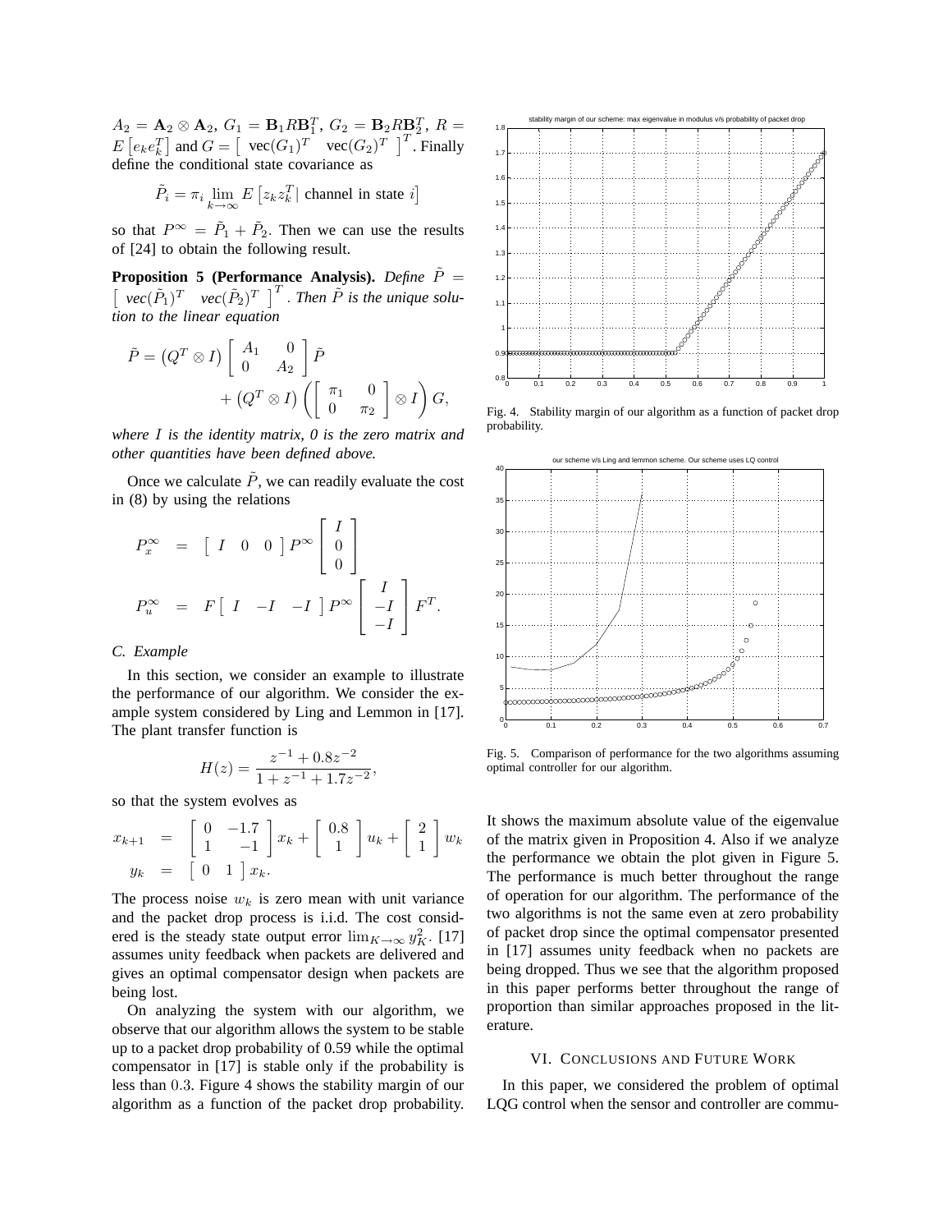$A_2 = \mathbf{A}_2 \otimes \mathbf{A}_2$, $G_1 = \mathbf{B}_1 R \mathbf{B}_1^T$, $G_2 = \mathbf{B}_2 R \mathbf{B}_2^T$, $R = E\left[e_k e_k^T\right]$ and $G = \left[\begin{array}{cc} \text{vec}(G_1)^T & \text{vec}(G_2)^T \end{array}\right]^T$. Finally define the conditional state covariance as

$$\tilde{P}_i = \pi_i \lim_{k\to\infty} E\left[z_k z_k^T \middle| \text{ channel in state } i\right]$$

so that $P^\infty = \tilde{P}_1 + \tilde{P}_2$. Then we can use the results of [24] to obtain the following result.

**Proposition 5 (Performance Analysis).** *Define* $\tilde{P} = \left[\begin{array}{cc} vec(\tilde{P}_1)^T & vec(\tilde{P}_2)^T \end{array}\right]^T$. *Then* $\tilde{P}$ *is the unique solution to the linear equation*

$$\tilde{P} = \left(Q^T \otimes I\right) \left[\begin{array}{cc} A_1 & 0 \\ 0 & A_2 \end{array}\right] \tilde{P} + \left(Q^T \otimes I\right) \left(\left[\begin{array}{cc} \pi_1 & 0 \\ 0 & \pi_2 \end{array}\right] \otimes I\right) G,$$

*where* $I$ *is the identity matrix, 0 is the zero matrix and other quantities have been defined above.*

Once we calculate $\tilde{P}$, we can readily evaluate the cost in (8) by using the relations

$$P_x^\infty = \left[\begin{array}{ccc} I & 0 & 0 \end{array}\right] P^\infty \left[\begin{array}{c} I \\ 0 \\ 0 \end{array}\right]$$

$$P_u^\infty = F \left[\begin{array}{ccc} I & -I & -I \end{array}\right] P^\infty \left[\begin{array}{c} I \\ -I \\ -I \end{array}\right] F^T.$$

### C. Example

In this section, we consider an example to illustrate the performance of our algorithm. We consider the example system considered by Ling and Lemmon in [17]. The plant transfer function is

$$H(z) = \frac{z^{-1} + 0.8z^{-2}}{1 + z^{-1} + 1.7z^{-2}},$$

so that the system evolves as

$$x_{k+1} = \left[\begin{array}{cc} 0 & -1.7 \\ 1 & -1 \end{array}\right] x_k + \left[\begin{array}{c} 0.8 \\ 1 \end{array}\right] u_k + \left[\begin{array}{c} 2 \\ 1 \end{array}\right] w_k$$

$$y_k = \left[\begin{array}{cc} 0 & 1 \end{array}\right] x_k.$$

The process noise $w_k$ is zero mean with unit variance and the packet drop process is i.i.d. The cost considered is the steady state output error $\lim_{K\to\infty} y_K^2$. [17] assumes unity feedback when packets are delivered and gives an optimal compensator design when packets are being lost.

On analyzing the system with our algorithm, we observe that our algorithm allows the system to be stable up to a packet drop probability of 0.59 while the optimal compensator in [17] is stable only if the probability is less than $0.3$. Figure 4 shows the stability margin of our algorithm as a function of the packet drop probability. It shows the maximum absolute value of the eigenvalue of the matrix given in Proposition 4. Also if we analyze the performance we obtain the plot given in Figure 5. The performance is much better throughout the range of operation for our algorithm. The performance of the two algorithms is not the same even at zero probability of packet drop since the optimal compensator presented in [17] assumes unity feedback when no packets are being dropped. Thus we see that the algorithm proposed in this paper performs better throughout the range of proportion than similar approaches proposed in the literature.

Fig. 4. Stability margin of our algorithm as a function of packet drop probability.

Fig. 5. Comparison of performance for the two algorithms assuming optimal controller for our algorithm.

## VI. Conclusions and Future Work

In this paper, we considered the problem of optimal LQG control when the sensor and controller are commu-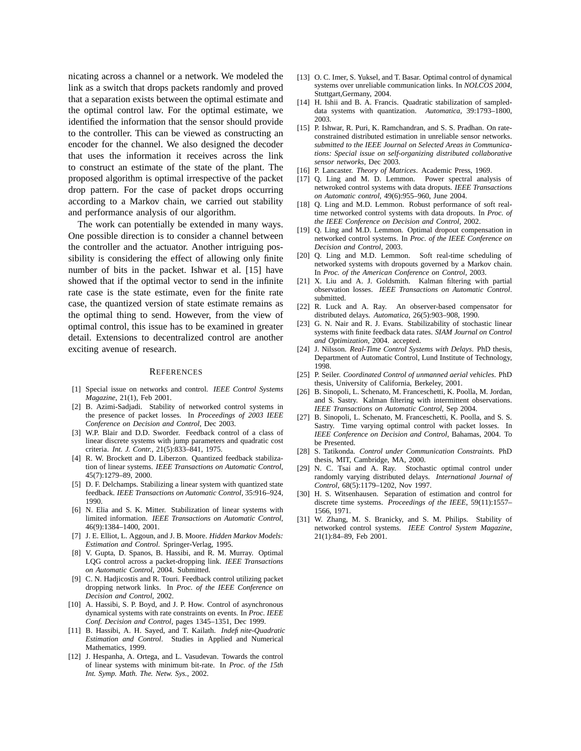nicating across a channel or a network. We modeled the link as a switch that drops packets randomly and proved that a separation exists between the optimal estimate and the optimal control law. For the optimal estimate, we identified the information that the sensor should provide to the controller. This can be viewed as constructing an encoder for the channel. We also designed the decoder that uses the information it receives across the link to construct an estimate of the state of the plant. The proposed algorithm is optimal irrespective of the packet drop pattern. For the case of packet drops occurring according to a Markov chain, we carried out stability and performance analysis of our algorithm.

The work can potentially be extended in many ways. One possible direction is to consider a channel between the controller and the actuator. Another intriguing possibility is considering the effect of allowing only finite number of bits in the packet. Ishwar et al. [15] have showed that if the optimal vector to send in the infinite rate case is the state estimate, even for the finite rate case, the quantized version of state estimate remains as the optimal thing to send. However, from the view of optimal control, this issue has to be examined in greater detail. Extensions to decentralized control are another exciting avenue of research.

## References

[1] Special issue on networks and control. *IEEE Control Systems Magazine*, 21(1), Feb 2001.

[2] B. Azimi-Sadjadi. Stability of networked control systems in the presence of packet losses. In *Proceedings of 2003 IEEE Conference on Decision and Control*, Dec 2003.

[3] W.P. Blair and D.D. Sworder. Feedback control of a class of linear discrete systems with jump parameters and quadratic cost criteria. *Int. J. Contr.*, 21(5):833–841, 1975.

[4] R. W. Brockett and D. Liberzon. Quantized feedback stabilization of linear systems. *IEEE Transactions on Automatic Control*, 45(7):1279–89, 2000.

[5] D. F. Delchamps. Stabilizing a linear system with quantized state feedback. *IEEE Transactions on Automatic Control*, 35:916–924, 1990.

[6] N. Elia and S. K. Mitter. Stabilization of linear systems with limited information. *IEEE Transactions on Automatic Control*, 46(9):1384–1400, 2001.

[7] J. E. Elliot, L. Aggoun, and J. B. Moore. *Hidden Markov Models: Estimation and Control*. Springer-Verlag, 1995.

[8] V. Gupta, D. Spanos, B. Hassibi, and R. M. Murray. Optimal LQG control across a packet-dropping link. *IEEE Transactions on Automatic Control*, 2004. Submitted.

[9] C. N. Hadjicostis and R. Touri. Feedback control utilizing packet dropping network links. In *Proc. of the IEEE Conference on Decision and Control*, 2002.

[10] A. Hassibi, S. P. Boyd, and J. P. How. Control of asynchronous dynamical systems with rate constraints on events. In *Proc. IEEE Conf. Decision and Control*, pages 1345–1351, Dec 1999.

[11] B. Hassibi, A. H. Sayed, and T. Kailath. *Indefinite-Quadratic Estimation and Control*. Studies in Applied and Numerical Mathematics, 1999.

[12] J. Hespanha, A. Ortega, and L. Vasudevan. Towards the control of linear systems with minimum bit-rate. In *Proc. of the 15th Int. Symp. Math. The. Netw. Sys.*, 2002.

[13] O. C. Imer, S. Yuksel, and T. Basar. Optimal control of dynamical systems over unreliable communication links. In *NOLCOS 2004*, Stuttgart,Germany, 2004.

[14] H. Ishii and B. A. Francis. Quadratic stabilization of sampled-data systems with quantization. *Automatica*, 39:1793–1800, 2003.

[15] P. Ishwar, R. Puri, K. Ramchandran, and S. S. Pradhan. On rate-constrained distributed estimation in unreliable sensor networks. *submitted to the IEEE Journal on Selected Areas in Communications: Special issue on self-organizing distributed collaborative sensor networks*, Dec 2003.

[16] P. Lancaster. *Theory of Matrices*. Academic Press, 1969.

[17] Q. Ling and M. D. Lemmon. Power spectral analysis of netwroked control systems with data droputs. *IEEE Transactions on Automatic control*, 49(6):955–960, June 2004.

[18] Q. Ling and M.D. Lemmon. Robust performance of soft real-time networked control systems with data dropouts. In *Proc. of the IEEE Conference on Decision and Control*, 2002.

[19] Q. Ling and M.D. Lemmon. Optimal dropout compensation in networked control systems. In *Proc. of the IEEE Conference on Decision and Control*, 2003.

[20] Q. Ling and M.D. Lemmon. Soft real-time scheduling of networked systems with dropouts governed by a Markov chain. In *Proc. of the American Conference on Control*, 2003.

[21] X. Liu and A. J. Goldsmith. Kalman filtering with partial observation losses. *IEEE Transactions on Automatic Control*. submitted.

[22] R. Luck and A. Ray. An observer-based compensator for distributed delays. *Automatica*, 26(5):903–908, 1990.

[23] G. N. Nair and R. J. Evans. Stabilizability of stochastic linear systems with finite feedback data rates. *SIAM Journal on Control and Optimization*, 2004. accepted.

[24] J. Nilsson. *Real-Time Control Systems with Delays*. PhD thesis, Department of Automatic Control, Lund Institute of Technology, 1998.

[25] P. Seiler. *Coordinated Control of unmanned aerial vehicles*. PhD thesis, University of California, Berkeley, 2001.

[26] B. Sinopoli, L. Schenato, M. Franceschetti, K. Poolla, M. Jordan, and S. Sastry. Kalman filtering with intermittent observations. *IEEE Transactions on Automatic Control*, Sep 2004.

[27] B. Sinopoli, L. Schenato, M. Franceschetti, K. Poolla, and S. S. Sastry. Time varying optimal control with packet losses. In *IEEE Conference on Decision and Control*, Bahamas, 2004. To be Presented.

[28] S. Tatikonda. *Control under Communication Constraints*. PhD thesis, MIT, Cambridge, MA, 2000.

[29] N. C. Tsai and A. Ray. Stochastic optimal control under randomly varying distributed delays. *International Journal of Control*, 68(5):1179–1202, Nov 1997.

[30] H. S. Witsenhausen. Separation of estimation and control for discrete time systems. *Proceedings of the IEEE*, 59(11):1557–1566, 1971.

[31] W. Zhang, M. S. Branicky, and S. M. Philips. Stability of networked control systems. *IEEE Control System Magazine*, 21(1):84–89, Feb 2001.